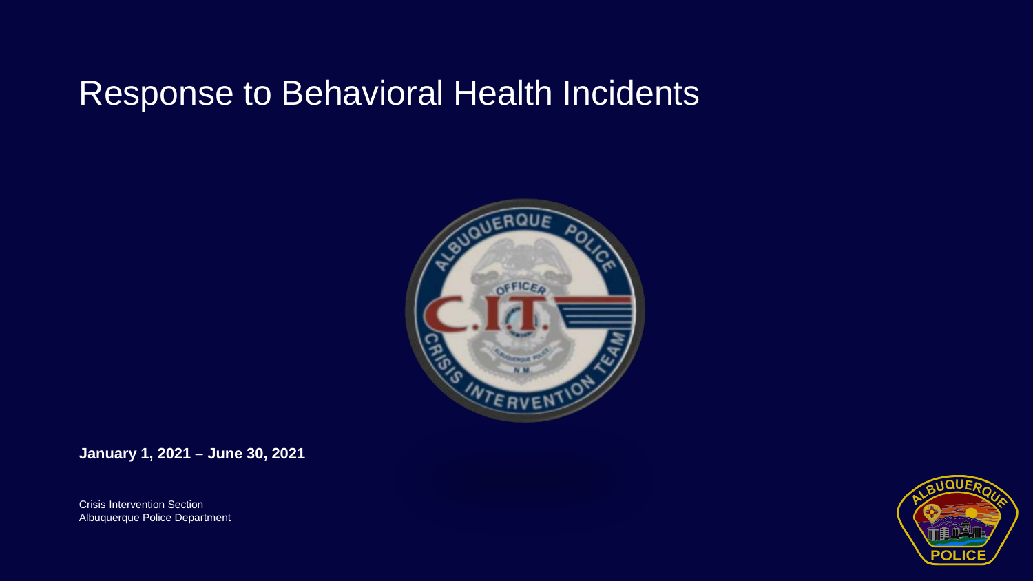# Response to Behavioral Health Incidents

**January 1, 2021 – June 30, 2021**

Crisis Intervention Section
Albuquerque Police Department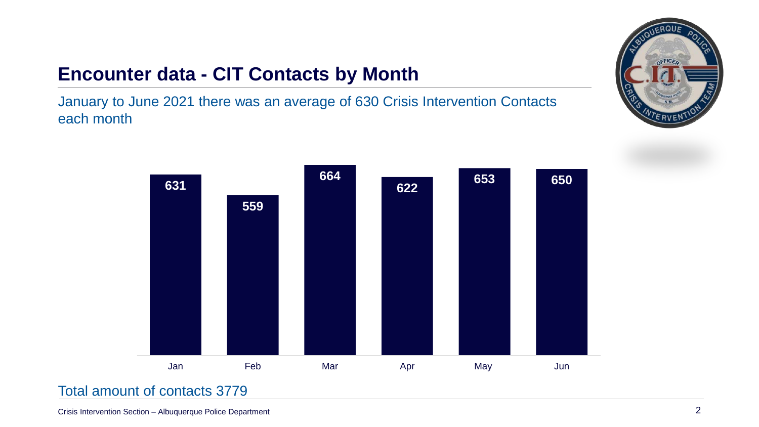# Encounter data - CIT Contacts by Month

January to June 2021 there was an average of 630 Crisis Intervention Contacts each month

| Month | Contacts |
| --- | --- |
| Jan | 631 |
| Feb | 559 |
| Mar | 664 |
| Apr | 622 |
| May | 653 |
| Jun | 650 |

Total amount of contacts 3779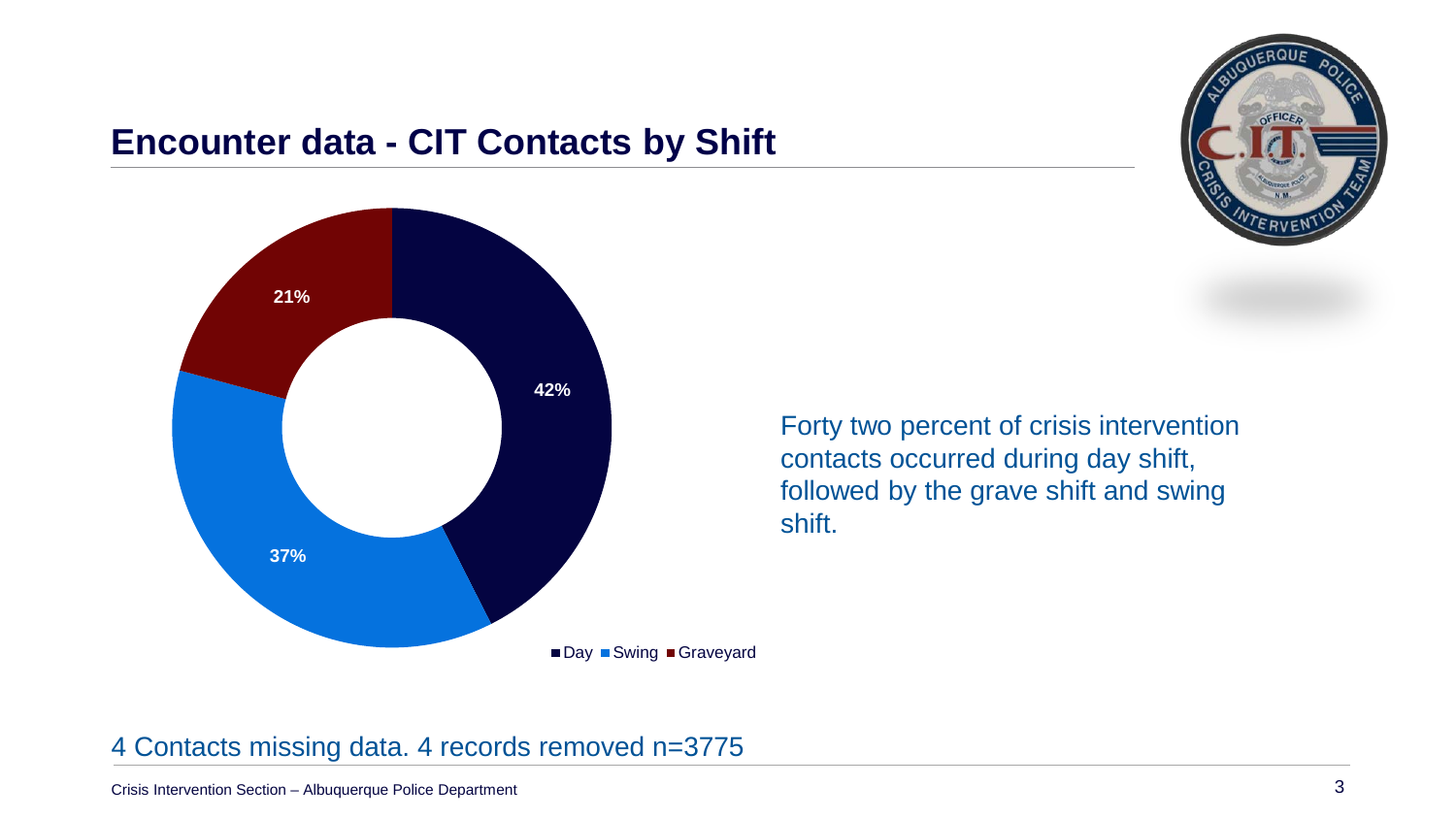## Encounter data - CIT Contacts by Shift

| Shift | Percent |
| --- | --- |
| Day | 42% |
| Swing | 37% |
| Graveyard | 21% |

Forty two percent of crisis intervention contacts occurred during day shift, followed by the grave shift and swing shift.

4 Contacts missing data. 4 records removed n=3775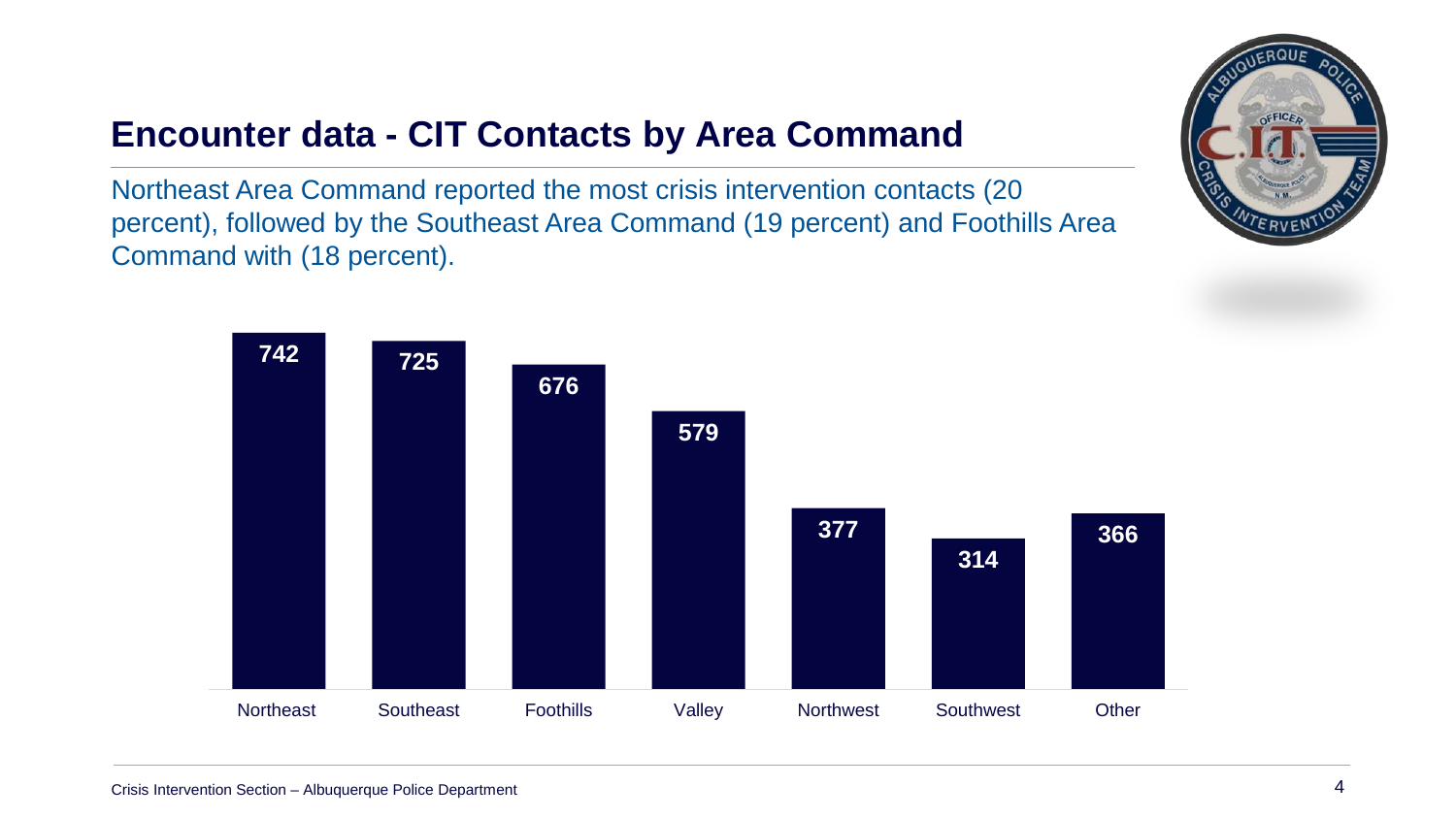## Encounter data - CIT Contacts by Area Command

Northeast Area Command reported the most crisis intervention contacts (20 percent), followed by the Southeast Area Command (19 percent) and Foothills Area Command with (18 percent).

| Area Command | CIT Contacts |
| --- | --- |
| Northeast | 742 |
| Southeast | 725 |
| Foothills | 676 |
| Valley | 579 |
| Northwest | 377 |
| Southwest | 314 |
| Other | 366 |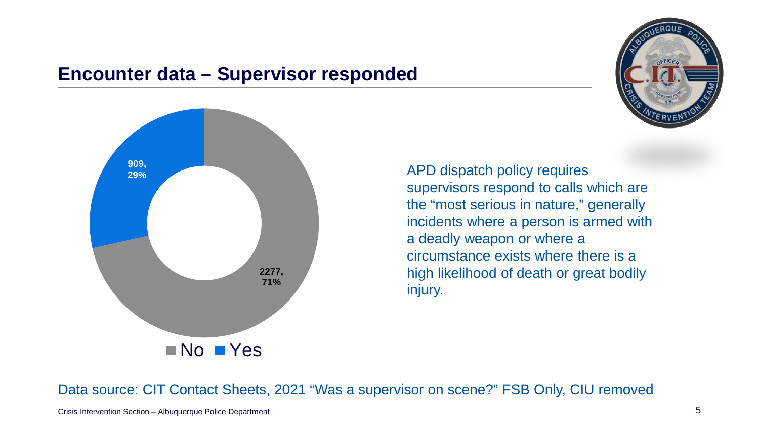## Encounter data – Supervisor responded

909, 29%

2277, 71%

No Yes

APD dispatch policy requires supervisors respond to calls which are the "most serious in nature," generally incidents where a person is armed with a deadly weapon or where a circumstance exists where there is a high likelihood of death or great bodily injury.

Data source: CIT Contact Sheets, 2021 "Was a supervisor on scene?" FSB Only, CIU removed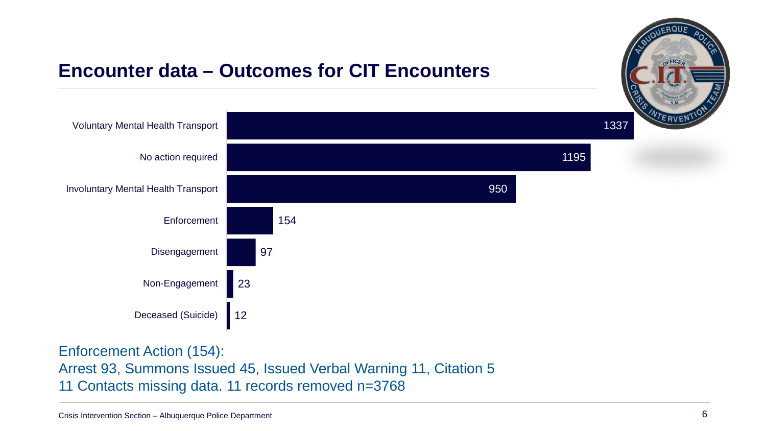## Encounter data – Outcomes for CIT Encounters

| Outcome | Count |
|---|---|
| Voluntary Mental Health Transport | 1337 |
| No action required | 1195 |
| Involuntary Mental Health Transport | 950 |
| Enforcement | 154 |
| Disengagement | 97 |
| Non-Engagement | 23 |
| Deceased (Suicide) | 12 |

Enforcement Action (154):
Arrest 93, Summons Issued 45, Issued Verbal Warning 11, Citation 5
11 Contacts missing data. 11 records removed n=3768

Crisis Intervention Section – Albuquerque Police Department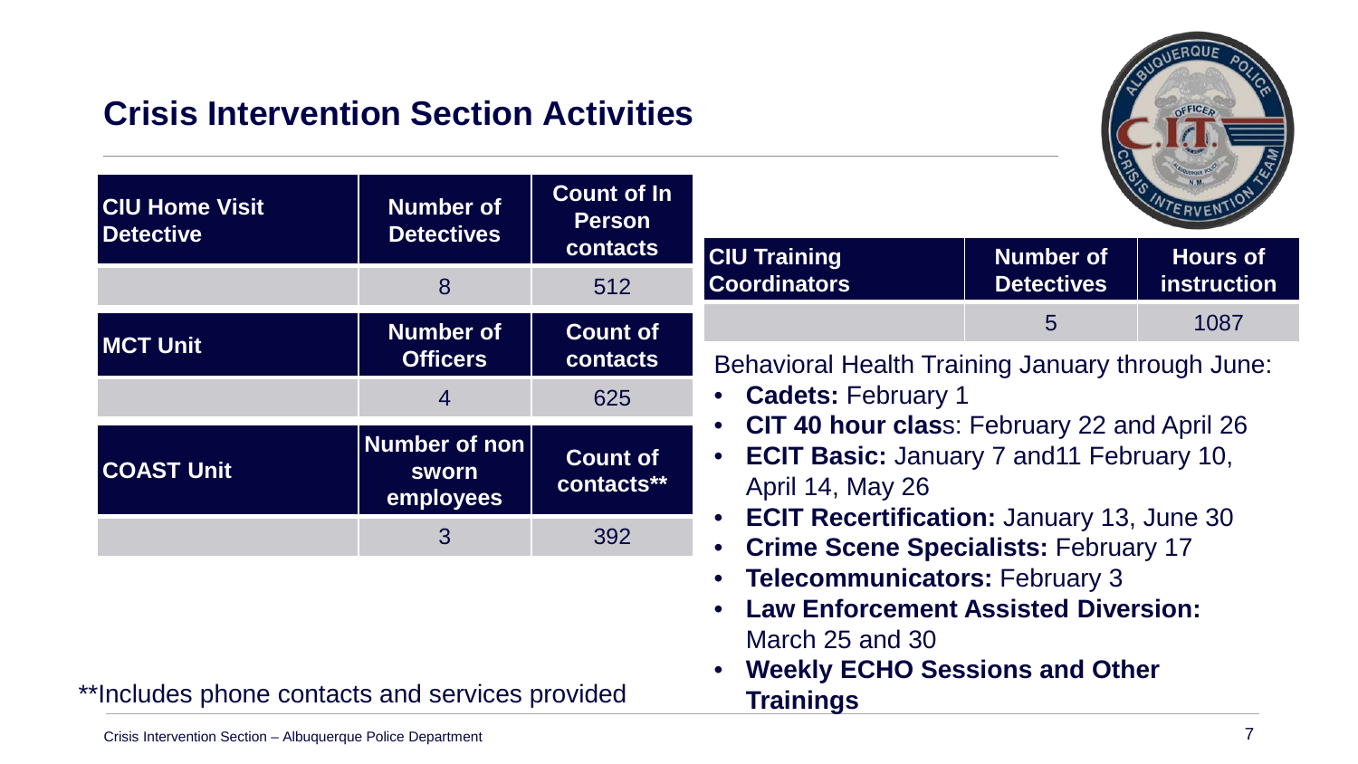## Crisis Intervention Section Activities

| CIU Home Visit Detective | Number of Detectives | Count of In Person contacts |
| --- | --- | --- |
| | 8 | 512 |

| MCT Unit | Number of Officers | Count of contacts |
| --- | --- | --- |
| | 4 | 625 |

| COAST Unit | Number of non sworn employees | Count of contacts** |
| --- | --- | --- |
| | 3 | 392 |

**Includes phone contacts and services provided

| CIU Training Coordinators | Number of Detectives | Hours of instruction |
| --- | --- | --- |
| | 5 | 1087 |

Behavioral Health Training January through June:

- **Cadets:** February 1
- **CIT 40 hour clas**s: February 22 and April 26
- **ECIT Basic:** January 7 and11 February 10, April 14, May 26
- **ECIT Recertification:** January 13, June 30
- **Crime Scene Specialists:** February 17
- **Telecommunicators:** February 3
- **Law Enforcement Assisted Diversion:** March 25 and 30
- **Weekly ECHO Sessions and Other Trainings**

Crisis Intervention Section – Albuquerque Police Department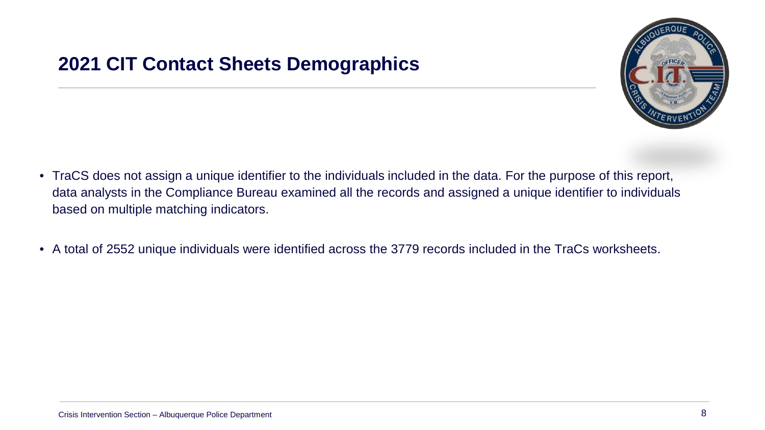## 2021 CIT Contact Sheets Demographics

- TraCS does not assign a unique identifier to the individuals included in the data. For the purpose of this report, data analysts in the Compliance Bureau examined all the records and assigned a unique identifier to individuals based on multiple matching indicators.
- A total of 2552 unique individuals were identified across the 3779 records included in the TraCs worksheets.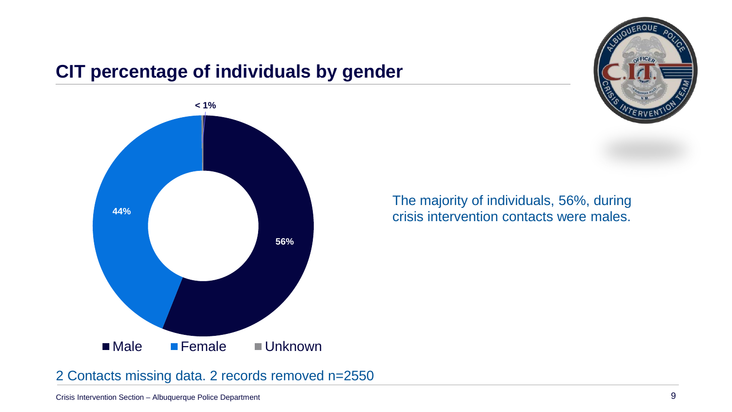## CIT percentage of individuals by gender

< 1%

44%

56%

■ Male ■ Female ■ Unknown

The majority of individuals, 56%, during crisis intervention contacts were males.

2 Contacts missing data. 2 records removed n=2550

Crisis Intervention Section – Albuquerque Police Department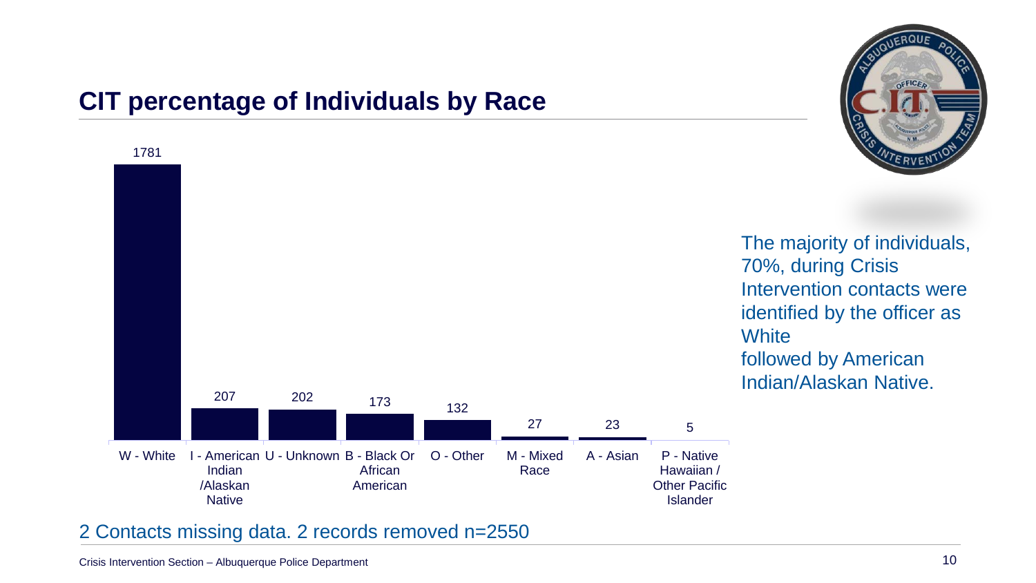# CIT percentage of Individuals by Race

| Race | Count |
|---|---|
| W - White | 1781 |
| I - American Indian /Alaskan Native | 207 |
| U - Unknown | 202 |
| B - Black Or African American | 173 |
| O - Other | 132 |
| M - Mixed Race | 27 |
| A - Asian | 23 |
| P - Native Hawaiian / Other Pacific Islander | 5 |

The majority of individuals, 70%, during Crisis Intervention contacts were identified by the officer as White followed by American Indian/Alaskan Native.

2 Contacts missing data. 2 records removed n=2550

Crisis Intervention Section – Albuquerque Police Department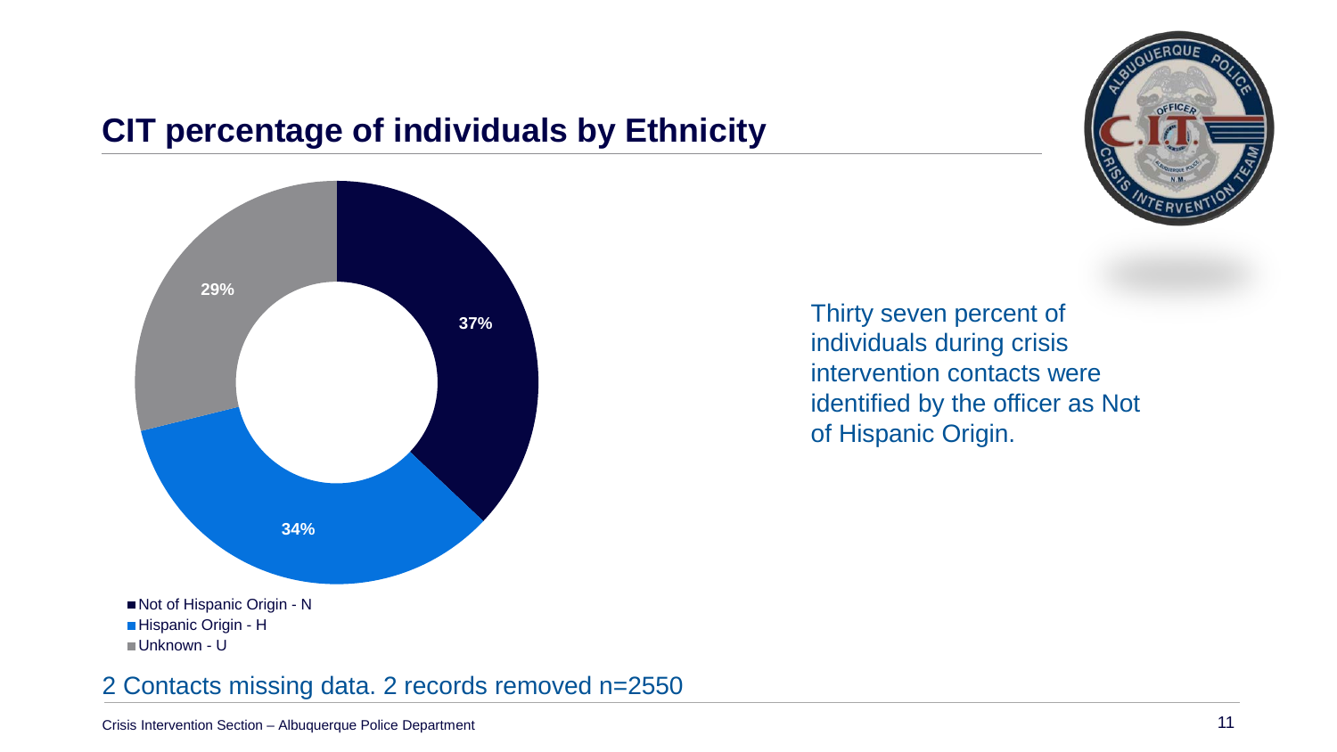## CIT percentage of individuals by Ethnicity

| Ethnicity | Percentage |
|---|---|
| Not of Hispanic Origin - N | 37% |
| Hispanic Origin - H | 34% |
| Unknown - U | 29% |

Thirty seven percent of individuals during crisis intervention contacts were identified by the officer as Not of Hispanic Origin.

2 Contacts missing data. 2 records removed n=2550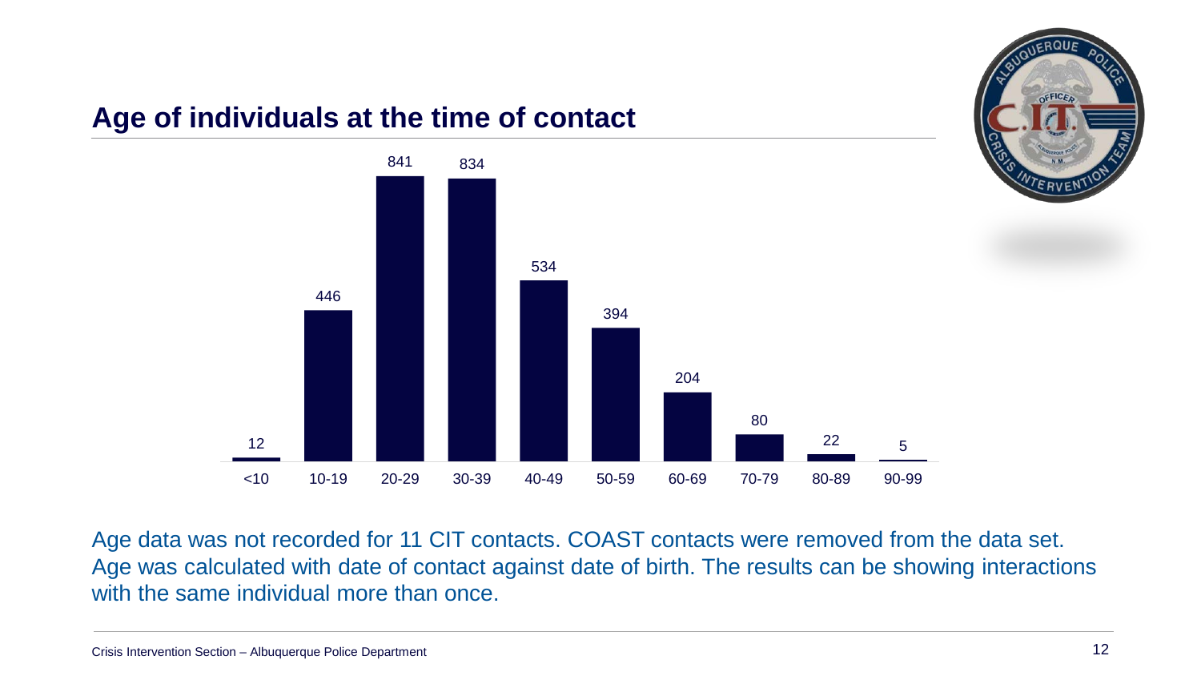## Age of individuals at the time of contact

| Age | Count |
| --- | --- |
| <10 | 12 |
| 10-19 | 446 |
| 20-29 | 841 |
| 30-39 | 834 |
| 40-49 | 534 |
| 50-59 | 394 |
| 60-69 | 204 |
| 70-79 | 80 |
| 80-89 | 22 |
| 90-99 | 5 |

Age data was not recorded for 11 CIT contacts. COAST contacts were removed from the data set. Age was calculated with date of contact against date of birth. The results can be showing interactions with the same individual more than once.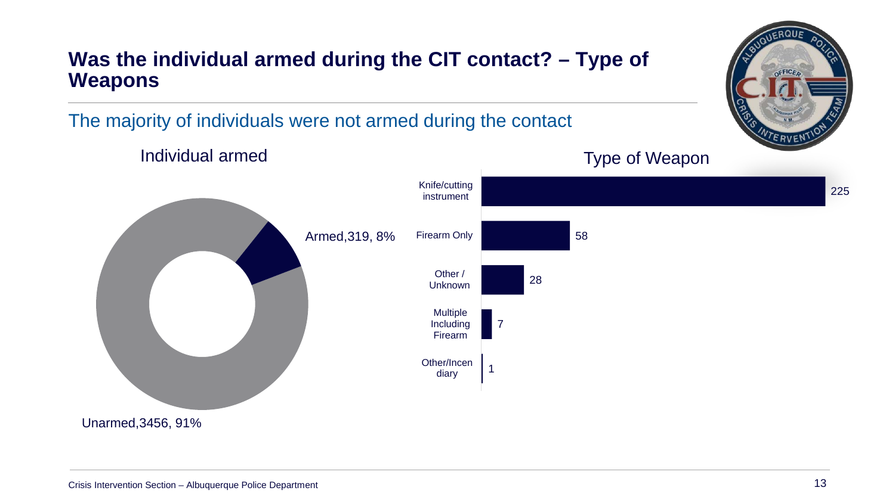# Was the individual armed during the CIT contact? – Type of Weapons

## The majority of individuals were not armed during the contact

**Individual armed**

- Armed, 319, 8%
- Unarmed, 3456, 91%

**Type of Weapon**

| Type of Weapon | Count |
| --- | --- |
| Knife/cutting instrument | 225 |
| Firearm Only | 58 |
| Other / Unknown | 28 |
| Multiple Including Firearm | 7 |
| Other/Incendiary | 1 |

Crisis Intervention Section – Albuquerque Police Department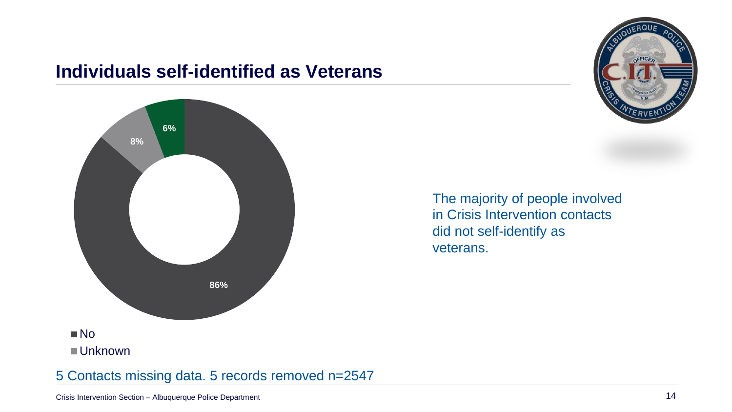## Individuals self-identified as Veterans

86%

8%

6%

- No
- Unknown

The majority of people involved in Crisis Intervention contacts did not self-identify as veterans.

5 Contacts missing data. 5 records removed n=2547

Crisis Intervention Section – Albuquerque Police Department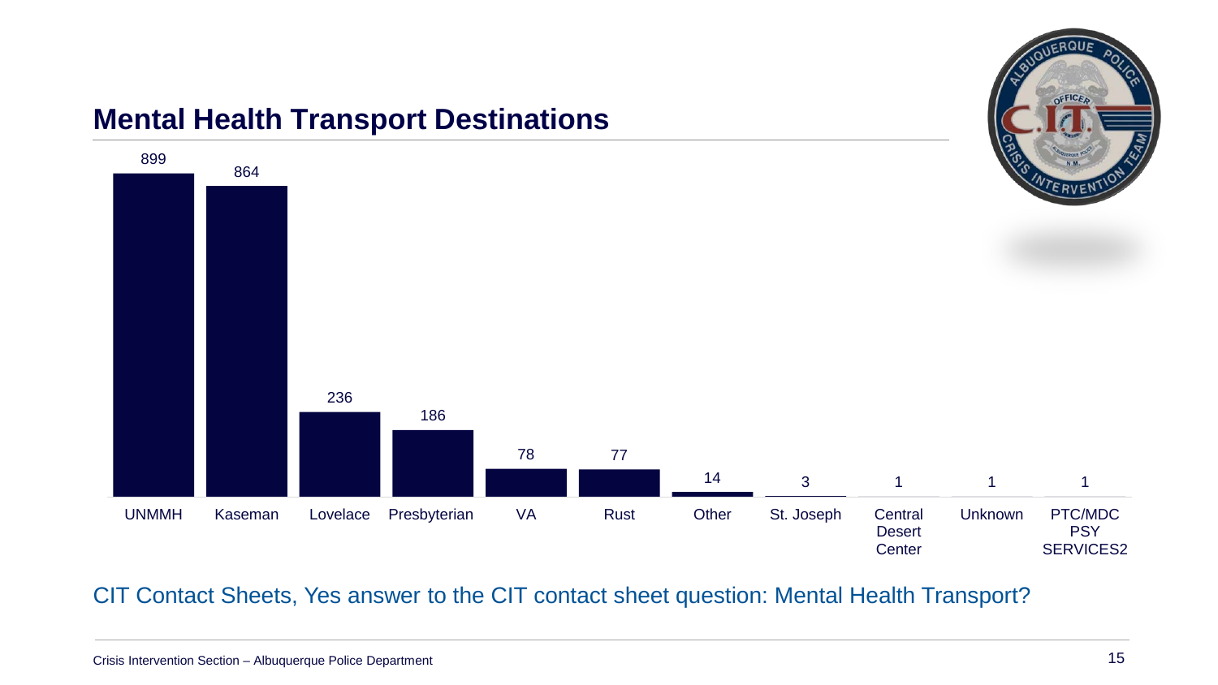## Mental Health Transport Destinations

| Destination | Count |
| --- | --- |
| UNMMH | 899 |
| Kaseman | 864 |
| Lovelace | 236 |
| Presbyterian | 186 |
| VA | 78 |
| Rust | 77 |
| Other | 14 |
| St. Joseph | 3 |
| Central Desert Center | 1 |
| Unknown | 1 |
| PTC/MDC PSY SERVICES2 | 1 |

CIT Contact Sheets, Yes answer to the CIT contact sheet question: Mental Health Transport?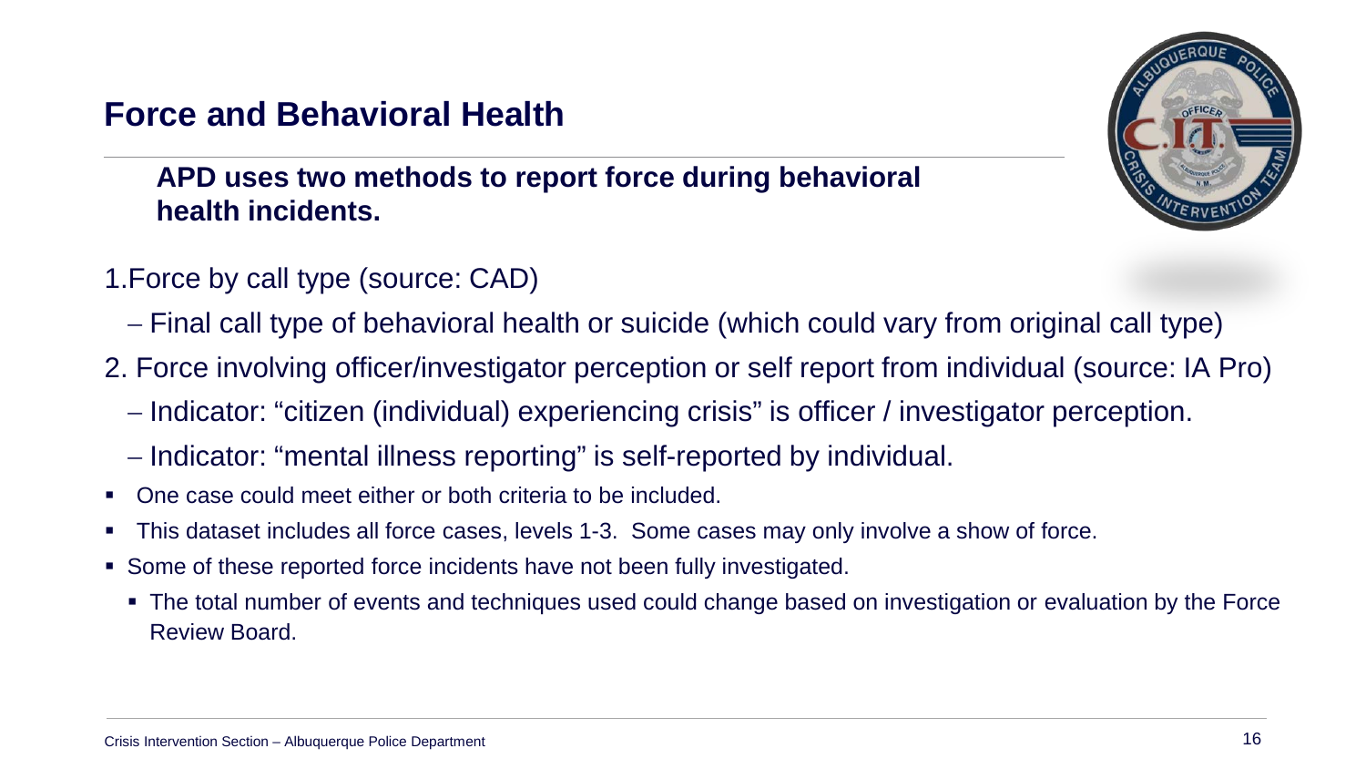## Force and Behavioral Health

**APD uses two methods to report force during behavioral health incidents.**

1. Force by call type (source: CAD)
   - Final call type of behavioral health or suicide (which could vary from original call type)
2. Force involving officer/investigator perception or self report from individual (source: IA Pro)
   - Indicator: “citizen (individual) experiencing crisis” is officer / investigator perception.
   - Indicator: “mental illness reporting” is self-reported by individual.

- One case could meet either or both criteria to be included.
- This dataset includes all force cases, levels 1-3. Some cases may only involve a show of force.
- Some of these reported force incidents have not been fully investigated.
  - The total number of events and techniques used could change based on investigation or evaluation by the Force Review Board.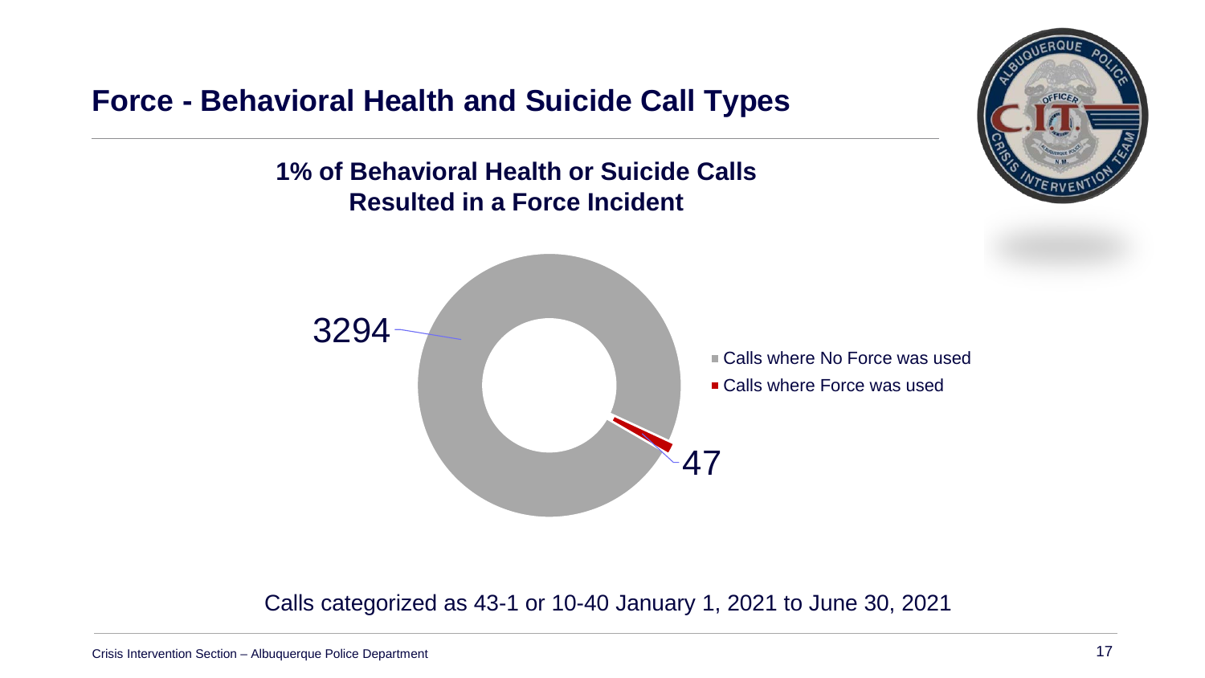## Force - Behavioral Health and Suicide Call Types

**1% of Behavioral Health or Suicide Calls Resulted in a Force Incident**

3294

47

- Calls where No Force was used
- Calls where Force was used

Calls categorized as 43-1 or 10-40 January 1, 2021 to June 30, 2021

Crisis Intervention Section – Albuquerque Police Department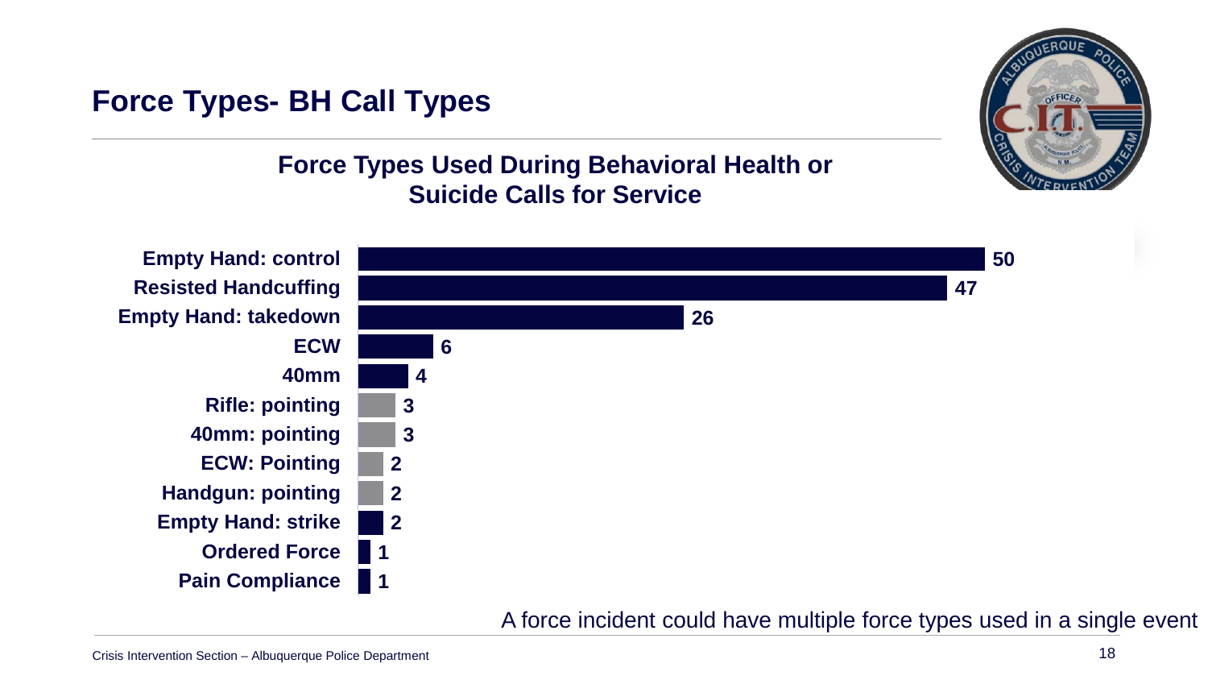# Force Types- BH Call Types

## Force Types Used During Behavioral Health or Suicide Calls for Service

| Force Type | Count |
|---|---|
| Empty Hand: control | 50 |
| Resisted Handcuffing | 47 |
| Empty Hand: takedown | 26 |
| ECW | 6 |
| 40mm | 4 |
| Rifle: pointing | 3 |
| 40mm: pointing | 3 |
| ECW: Pointing | 2 |
| Handgun: pointing | 2 |
| Empty Hand: strike | 2 |
| Ordered Force | 1 |
| Pain Compliance | 1 |

A force incident could have multiple force types used in a single event

Crisis Intervention Section – Albuquerque Police Department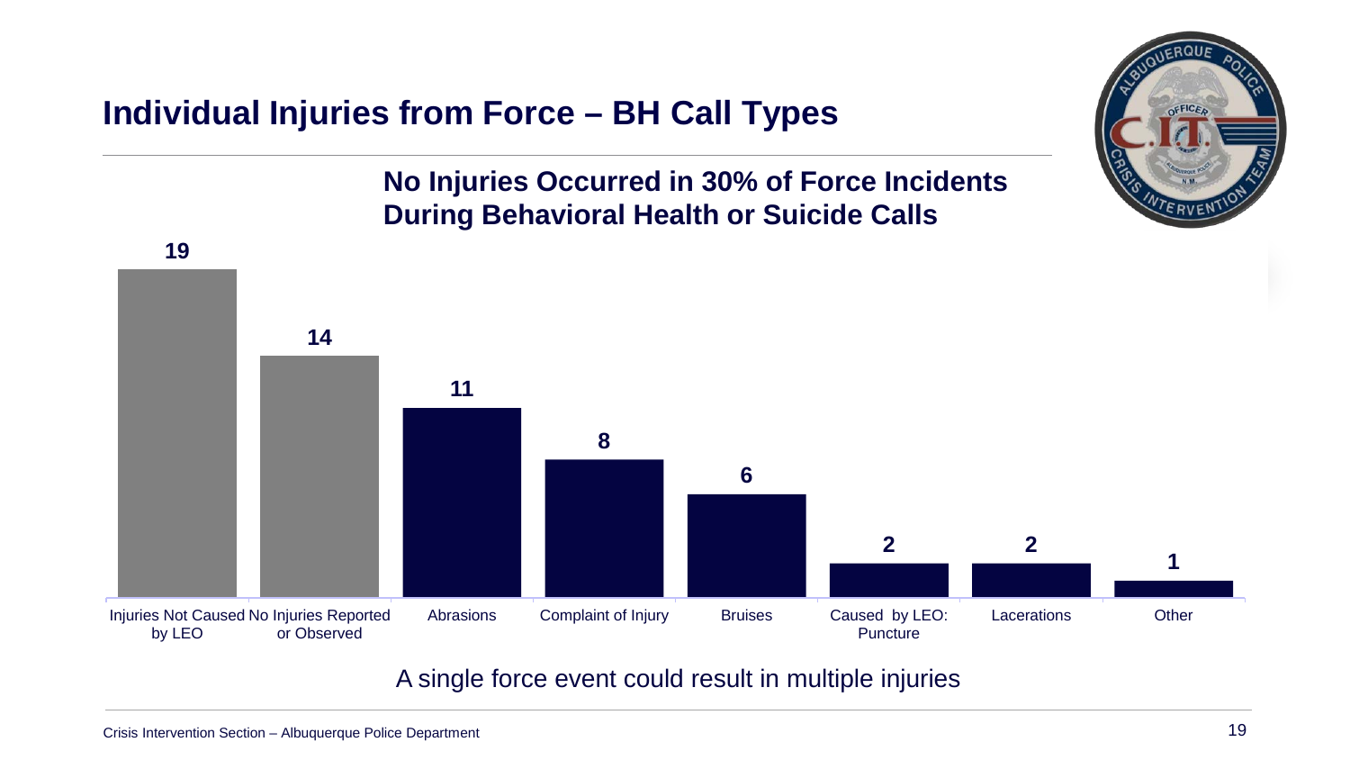# Individual Injuries from Force – BH Call Types

**No Injuries Occurred in 30% of Force Incidents During Behavioral Health or Suicide Calls**

| Category | Count |
| --- | --- |
| Injuries Not Caused by LEO | 19 |
| No Injuries Reported or Observed | 14 |
| Abrasions | 11 |
| Complaint of Injury | 8 |
| Bruises | 6 |
| Caused by LEO: Puncture | 2 |
| Lacerations | 2 |
| Other | 1 |

A single force event could result in multiple injuries

Crisis Intervention Section – Albuquerque Police Department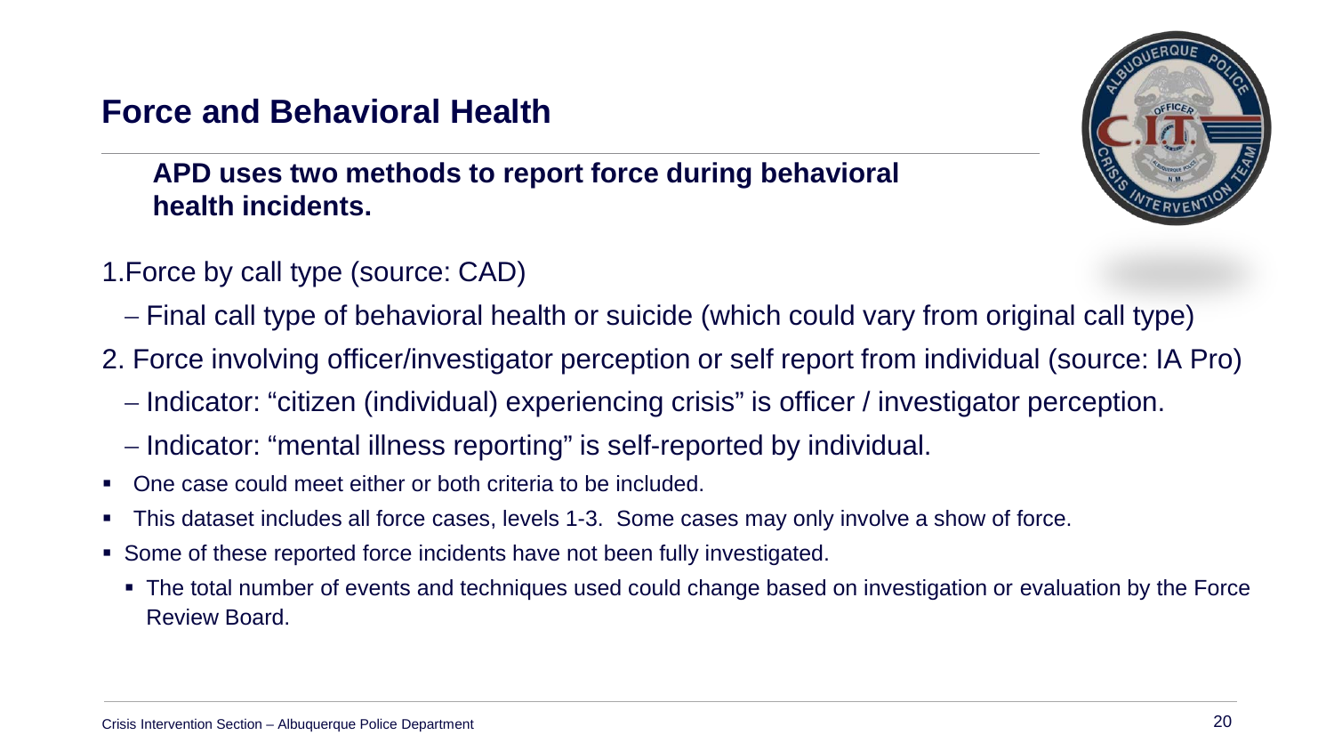## Force and Behavioral Health

**APD uses two methods to report force during behavioral health incidents.**

1. Force by call type (source: CAD)
   - Final call type of behavioral health or suicide (which could vary from original call type)
2. Force involving officer/investigator perception or self report from individual (source: IA Pro)
   - Indicator: "citizen (individual) experiencing crisis" is officer / investigator perception.
   - Indicator: "mental illness reporting" is self-reported by individual.

- One case could meet either or both criteria to be included.
- This dataset includes all force cases, levels 1-3. Some cases may only involve a show of force.
- Some of these reported force incidents have not been fully investigated.
  - The total number of events and techniques used could change based on investigation or evaluation by the Force Review Board.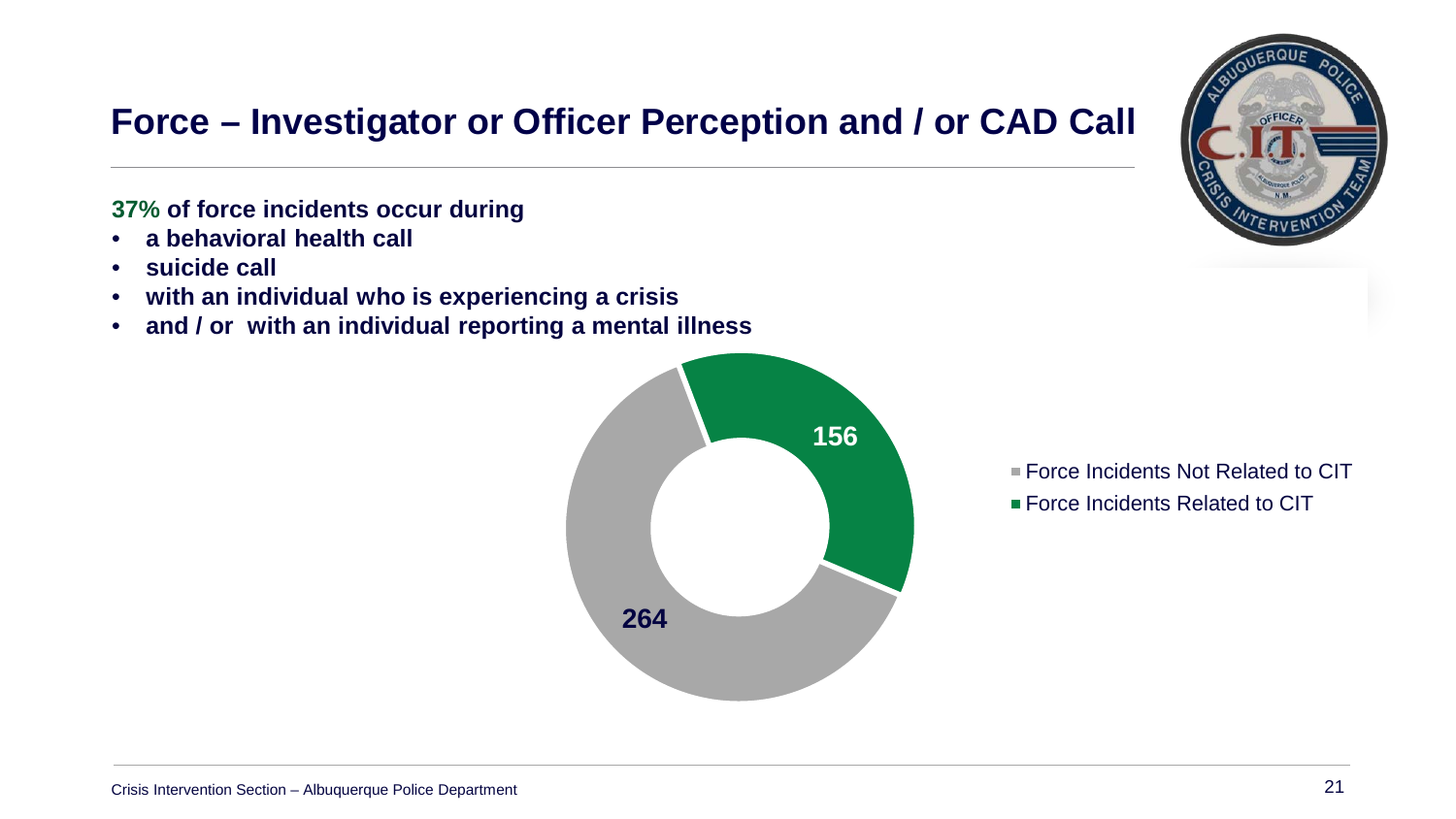# Force – Investigator or Officer Perception and / or CAD Call

**37% of force incidents occur during**

- **a behavioral health call**
- **suicide call**
- **with an individual who is experiencing a crisis**
- **and / or with an individual reporting a mental illness**

| Category | Count |
| --- | --- |
| Force Incidents Not Related to CIT | 264 |
| Force Incidents Related to CIT | 156 |

Crisis Intervention Section – Albuquerque Police Department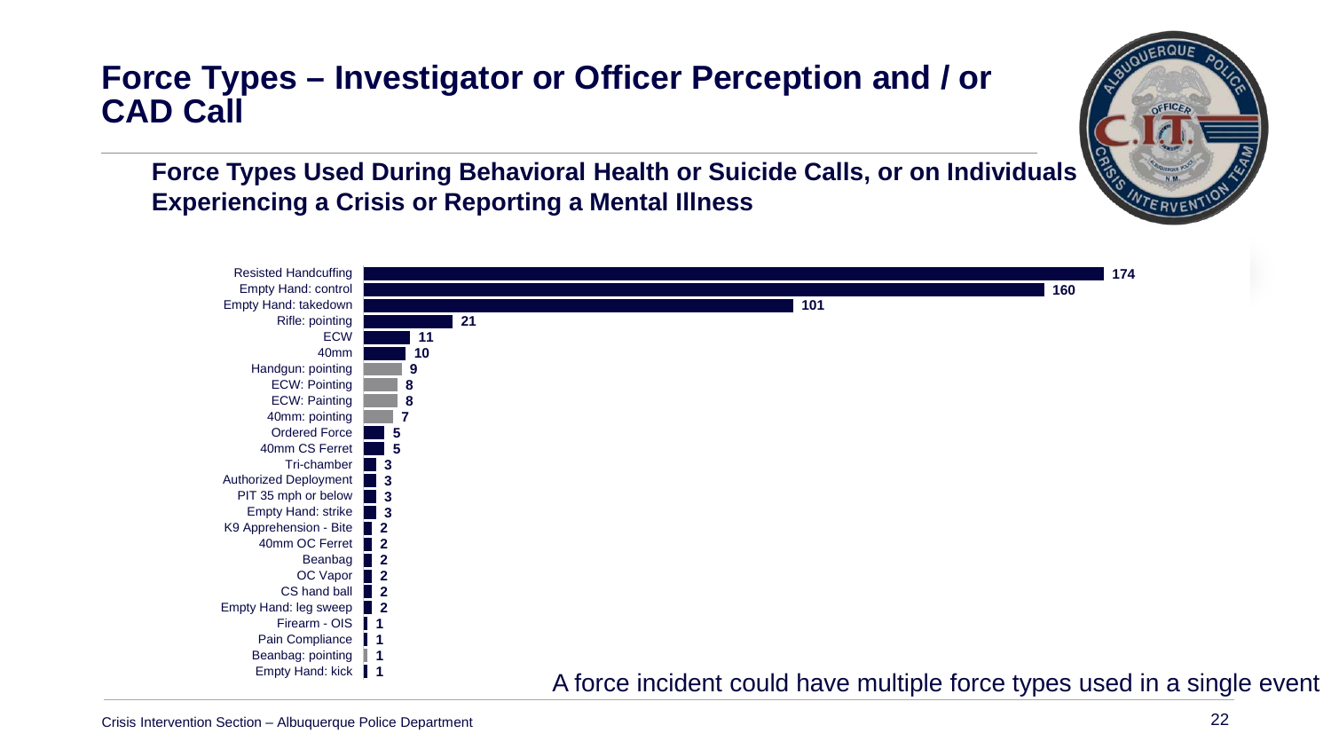# Force Types – Investigator or Officer Perception and / or CAD Call

## Force Types Used During Behavioral Health or Suicide Calls, or on Individuals Experiencing a Crisis or Reporting a Mental Illness

| Force Type | Count |
| --- | --- |
| Resisted Handcuffing | 174 |
| Empty Hand: control | 160 |
| Empty Hand: takedown | 101 |
| Rifle: pointing | 21 |
| ECW | 11 |
| 40mm | 10 |
| Handgun: pointing | 9 |
| ECW: Pointing | 8 |
| ECW: Painting | 8 |
| 40mm: pointing | 7 |
| Ordered Force | 5 |
| 40mm CS Ferret | 5 |
| Tri-chamber | 3 |
| Authorized Deployment | 3 |
| PIT 35 mph or below | 3 |
| Empty Hand: strike | 3 |
| K9 Apprehension - Bite | 2 |
| 40mm OC Ferret | 2 |
| Beanbag | 2 |
| OC Vapor | 2 |
| CS hand ball | 2 |
| Empty Hand: leg sweep | 2 |
| Firearm - OIS | 1 |
| Pain Compliance | 1 |
| Beanbag: pointing | 1 |
| Empty Hand: kick | 1 |

A force incident could have multiple force types used in a single event

Crisis Intervention Section – Albuquerque Police Department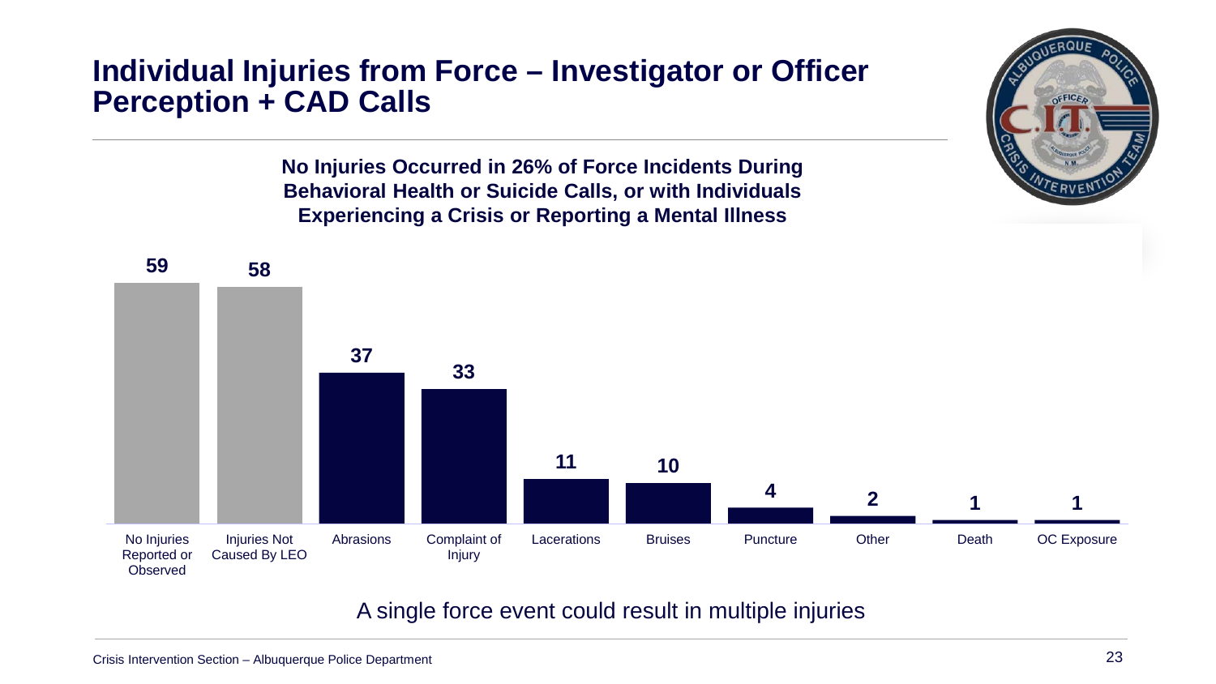# Individual Injuries from Force – Investigator or Officer Perception + CAD Calls

**No Injuries Occurred in 26% of Force Incidents During Behavioral Health or Suicide Calls, or with Individuals Experiencing a Crisis or Reporting a Mental Illness**

| Category | Count |
|---|---|
| No Injuries Reported or Observed | 59 |
| Injuries Not Caused By LEO | 58 |
| Abrasions | 37 |
| Complaint of Injury | 33 |
| Lacerations | 11 |
| Bruises | 10 |
| Puncture | 4 |
| Other | 2 |
| Death | 1 |
| OC Exposure | 1 |

A single force event could result in multiple injuries

Crisis Intervention Section – Albuquerque Police Department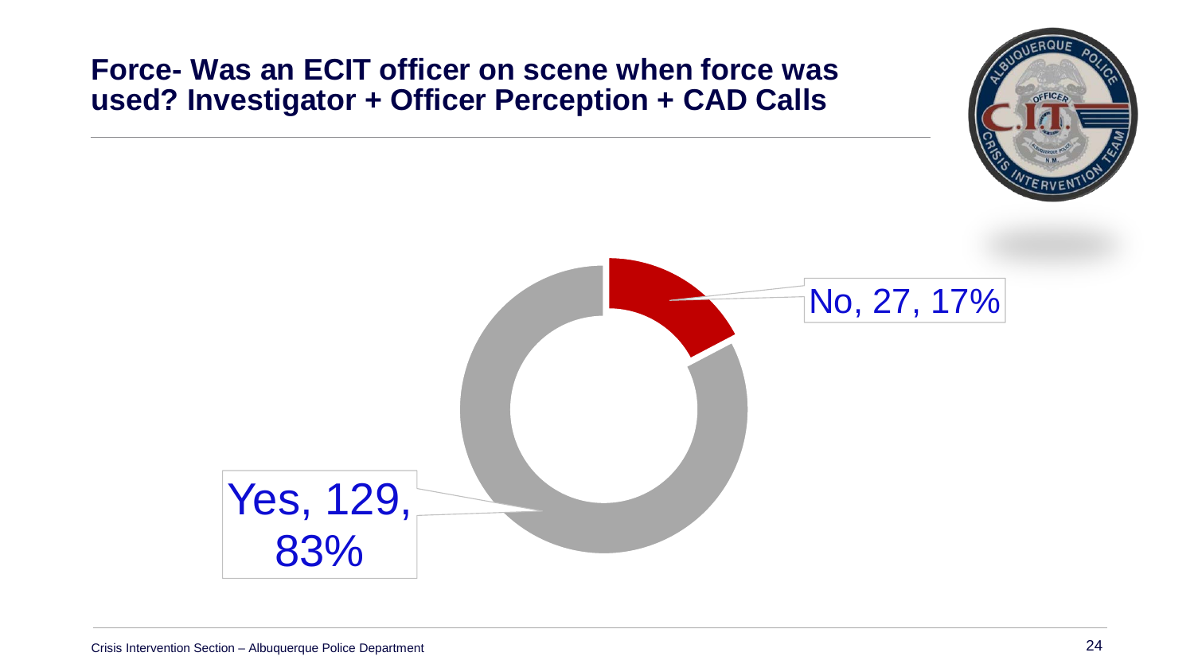# Force- Was an ECIT officer on scene when force was used? Investigator + Officer Perception + CAD Calls

No, 27, 17%

Yes, 129, 83%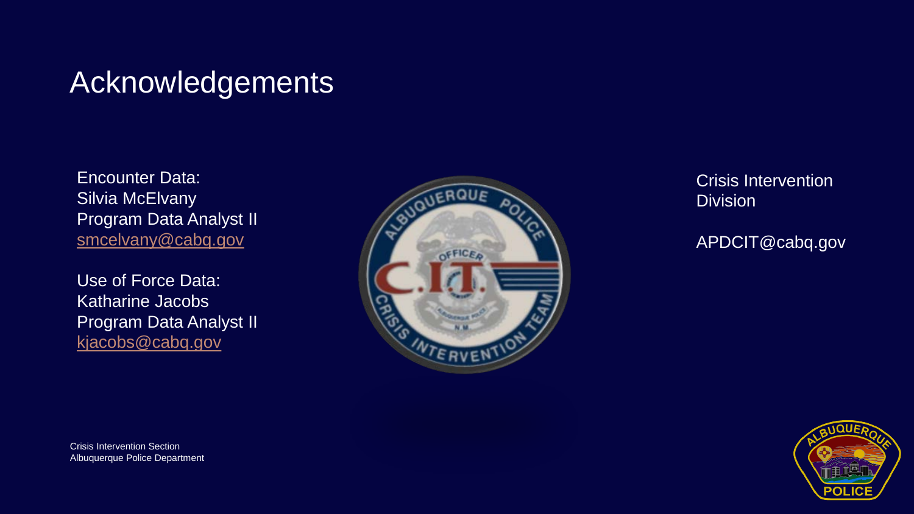# Acknowledgements

Encounter Data:
Silvia McElvany
Program Data Analyst II
smcelvany@cabq.gov

Use of Force Data:
Katharine Jacobs
Program Data Analyst II
kjacobs@cabq.gov

Crisis Intervention Division

APDCIT@cabq.gov

Crisis Intervention Section
Albuquerque Police Department